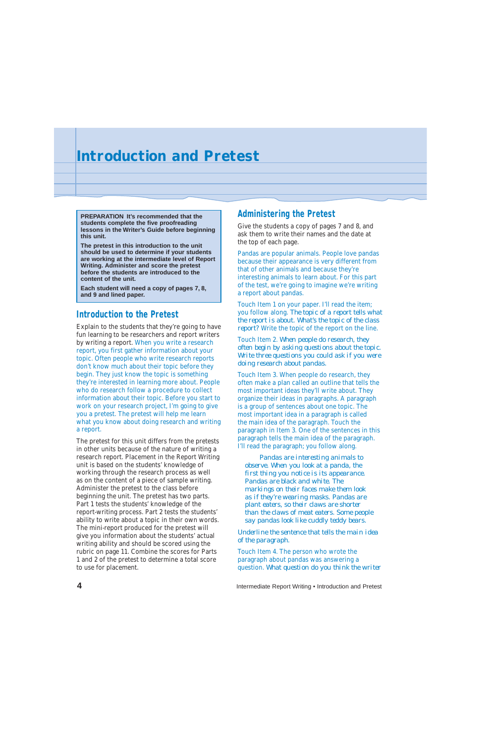# Introduction and Pretest

**PREPARATION It's recommended that the students complete the five proofreading lessons in the Writer's Guide before beginning this unit.**

**The pretest in this introduction to the unit should be used to determine if your students are working at the intermediate level of Report Writing. Administer and score the pretest before the students are introduced to the content of the unit.**

**Each student will need a copy of pages 7, 8, and 9 and lined paper.**

## Introduction to the Pretest

Explain to the students that they're going to have fun learning to be researchers and report writers by writing a report. When you write a research report, you first gather information about your topic. Often people who write research reports don't know much about their topic before they begin. They just know the topic is something they're interested in learning more about. People who do research follow a procedure to collect information about their topic. Before you start to work on your research project, I'm going to give you a pretest. The pretest will help me learn what you know about doing research and writing a report.

The pretest for this unit differs from the pretests in other units because of the nature of writing a research report. Placement in the Report Writing unit is based on the students' knowledge of working through the research process as well as on the content of a piece of sample writing. Administer the pretest to the class before beginning the unit. The pretest has two parts. Part 1 tests the students' knowledge of the report-writing process. Part 2 tests the students' ability to write about a topic in their own words. The mini-report produced for the pretest will give you information about the students' actual writing ability and should be scored using the rubric on page 11. Combine the scores for Parts 1 and 2 of the pretest to determine a total score to use for placement.

## Administering the Pretest

Give the students a copy of pages 7 and 8, and ask them to write their names and the date at the top of each page.

Pandas are popular animals. People love pandas because their appearance is very different from that of other animals and because they're interesting animals to learn about. For this part of the test, we're going to imagine we're writing a report about pandas.

Touch Item 1 on your paper. I'll read the item; you follow along. The topic of a report tells what the report is about. What's the topic of the class report? Write the topic of the report on the line.

Touch Item 2. When people do research, they often begin by asking questions about the topic. Write three questions you could ask if you were doing research about pandas.

Touch Item 3. When people do research, they often make a plan called an outline that tells the most important ideas they'll write about. They organize their ideas in paragraphs. A paragraph is a group of sentences about one topic. The most important idea in a paragraph is called the main idea of the paragraph. Touch the paragraph in Item 3. One of the sentences in this paragraph tells the main idea of the paragraph. I'll read the paragraph; you follow along.

> Pandas are interesting animals to observe. When you look at a panda, the first thing you notice is its appearance. Pandas are black and white. The markings on their faces make them look as if they're wearing masks. Pandas are plant eaters, so their claws are shorter than the claws of meat eaters. Some people say pandas look like cuddly teddy bears.

Underline the sentence that tells the main idea of the paragraph.

Touch Item 4. The person who wrote the paragraph about pandas was answering a question. What question do you think the writer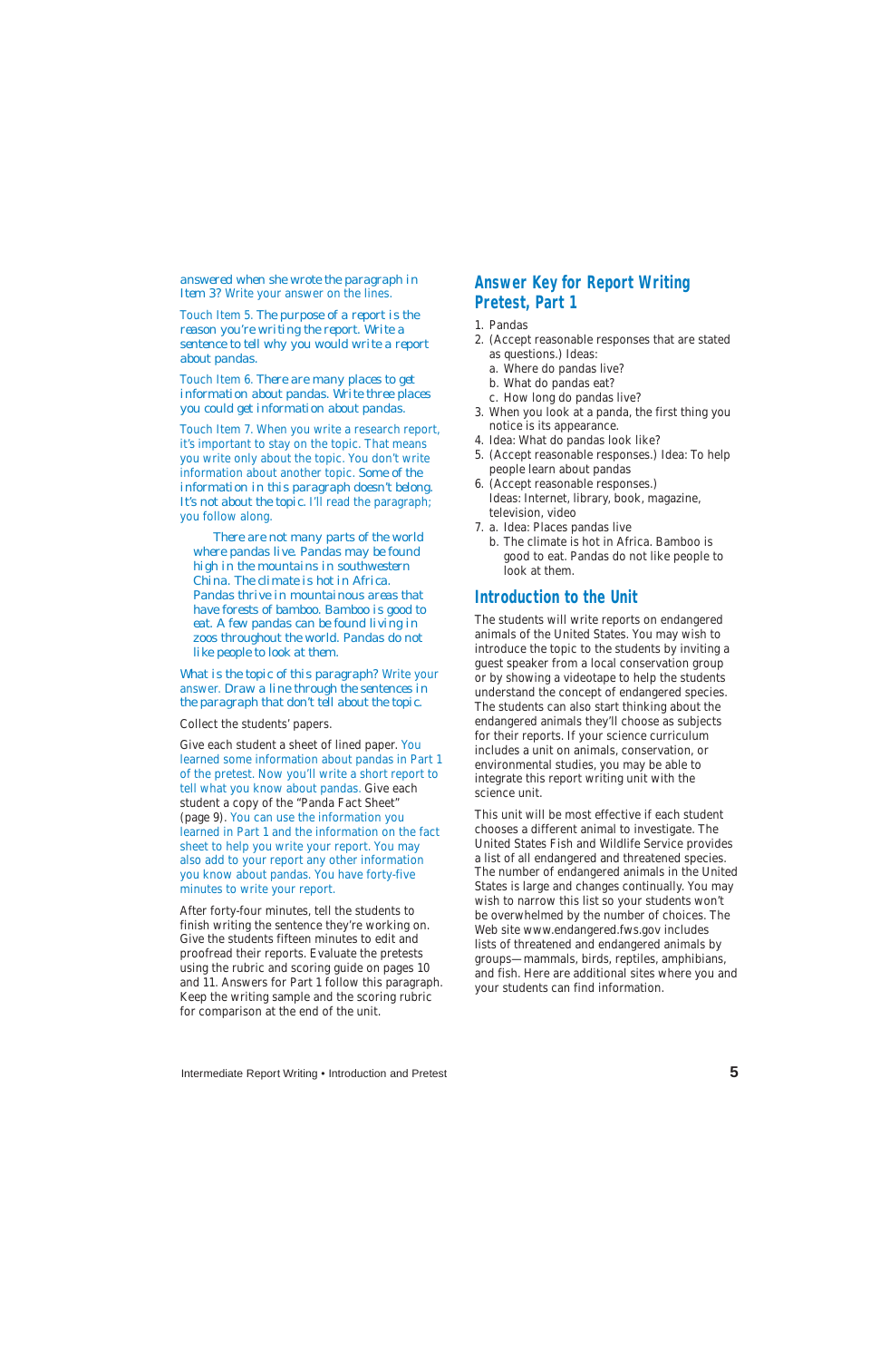answered when she wrote the paragraph in Item 3? Write your answer on the lines.

Touch Item 5. The purpose of a report is the reason you're writing the report. Write a sentence to tell why you would write a report about pandas.

Touch Item 6. There are many places to get information about pandas. Write three places you could get information about pandas.

Touch Item 7. When you write a research report, it's important to stay on the topic. That means you write only about the topic. You don't write information about another topic. Some of the information in this paragraph doesn't belong. It's not about the topic. I'll read the paragraph; you follow along.

> There are not many parts of the world where pandas live. Pandas may be found high in the mountains in southwestern China. The climate is hot in Africa. Pandas thrive in mountainous areas that have forests of bamboo. Bamboo is good to eat. A few pandas can be found living in zoos throughout the world. Pandas do not like people to look at them.

What is the topic of this paragraph? Write your answer. Draw a line through the sentences in the paragraph that don't tell about the topic.

Collect the students' papers.

Give each student a sheet of lined paper. You learned some information about pandas in Part 1 of the pretest. Now you'll write a short report to tell what you know about pandas. Give each student a copy of the "Panda Fact Sheet" (page 9). You can use the information you learned in Part 1 and the information on the fact sheet to help you write your report. You may also add to your report any other information you know about pandas. You have forty-five minutes to write your report.

After forty-four minutes, tell the students to finish writing the sentence they're working on. Give the students fifteen minutes to edit and proofread their reports. Evaluate the pretests using the rubric and scoring guide on pages 10 and 11. Answers for Part 1 follow this paragraph. Keep the writing sample and the scoring rubric for comparison at the end of the unit.

## Answer Key for Report Writing Pretest, Part 1

1. Pandas
2. (Accept reasonable responses that are stated as questions.) Ideas:
   a. Where do pandas live?
   b. What do pandas eat?
   c. How long do pandas live?
3. When you look at a panda, the first thing you notice is its appearance.
4. Idea: What do pandas look like?
5. (Accept reasonable responses.) Idea: To help people learn about pandas
6. (Accept reasonable responses.)
   Ideas: Internet, library, book, magazine, television, video
7. a. Idea: Places pandas live
   b. The climate is hot in Africa. Bamboo is good to eat. Pandas do not like people to look at them.

## Introduction to the Unit

The students will write reports on endangered animals of the United States. You may wish to introduce the topic to the students by inviting a guest speaker from a local conservation group or by showing a videotape to help the students understand the concept of endangered species. The students can also start thinking about the endangered animals they'll choose as subjects for their reports. If your science curriculum includes a unit on animals, conservation, or environmental studies, you may be able to integrate this report writing unit with the science unit.

This unit will be most effective if each student chooses a different animal to investigate. The United States Fish and Wildlife Service provides a list of all endangered and threatened species. The number of endangered animals in the United States is large and changes continually. You may wish to narrow this list so your students won't be overwhelmed by the number of choices. The Web site www.endangered.fws.gov includes lists of threatened and endangered animals by groups—mammals, birds, reptiles, amphibians, and fish. Here are additional sites where you and your students can find information.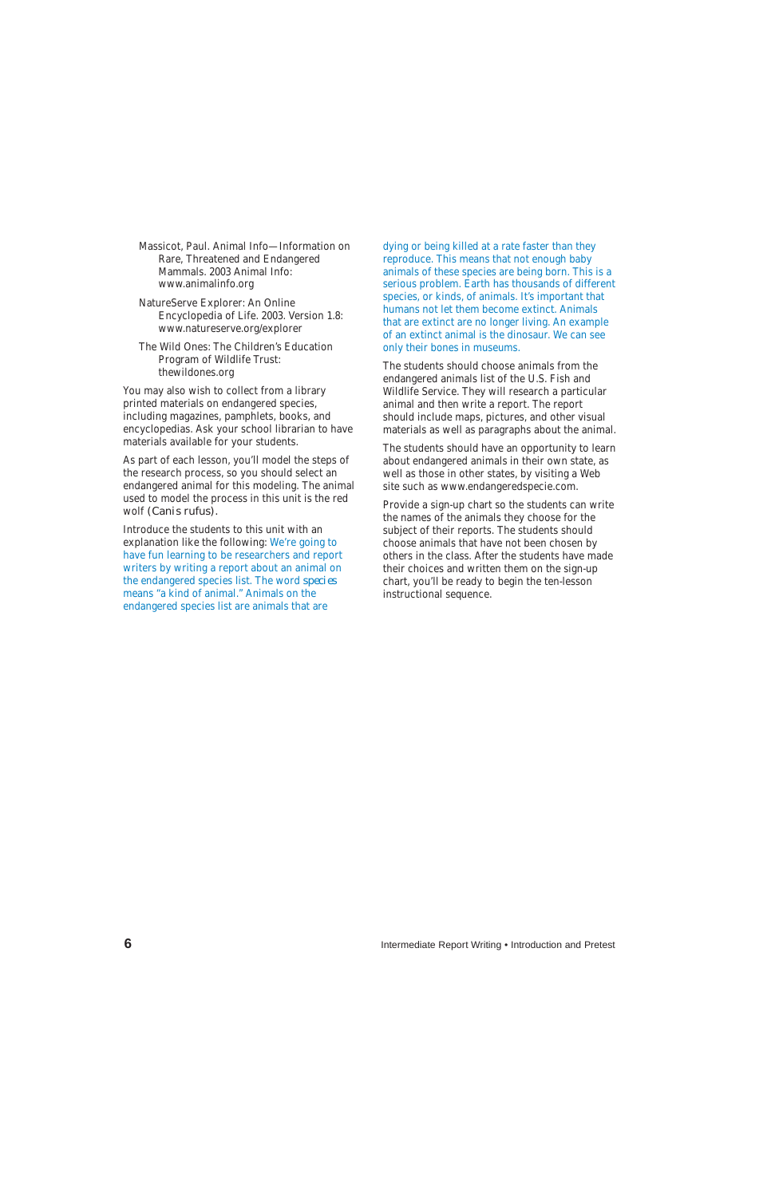Massicot, Paul. Animal Info—Information on Rare, Threatened and Endangered Mammals. 2003 Animal Info: www.animalinfo.org

NatureServe Explorer: An Online Encyclopedia of Life. 2003. Version 1.8: www.natureserve.org/explorer

The Wild Ones: The Children's Education Program of Wildlife Trust: thewildones.org

You may also wish to collect from a library printed materials on endangered species, including magazines, pamphlets, books, and encyclopedias. Ask your school librarian to have materials available for your students.

As part of each lesson, you'll model the steps of the research process, so you should select an endangered animal for this modeling. The animal used to model the process in this unit is the red wolf (*Canis rufus*).

Introduce the students to this unit with an explanation like the following: We're going to have fun learning to be researchers and report writers by writing a report about an animal on the endangered species list. The word *species* means "a kind of animal." Animals on the endangered species list are animals that are dying or being killed at a rate faster than they reproduce. This means that not enough baby animals of these species are being born. This is a serious problem. Earth has thousands of different species, or kinds, of animals. It's important that humans not let them become extinct. Animals that are extinct are no longer living. An example of an extinct animal is the dinosaur. We can see only their bones in museums.

The students should choose animals from the endangered animals list of the U.S. Fish and Wildlife Service. They will research a particular animal and then write a report. The report should include maps, pictures, and other visual materials as well as paragraphs about the animal.

The students should have an opportunity to learn about endangered animals in their own state, as well as those in other states, by visiting a Web site such as www.endangeredspecie.com.

Provide a sign-up chart so the students can write the names of the animals they choose for the subject of their reports. The students should choose animals that have not been chosen by others in the class. After the students have made their choices and written them on the sign-up chart, you'll be ready to begin the ten-lesson instructional sequence.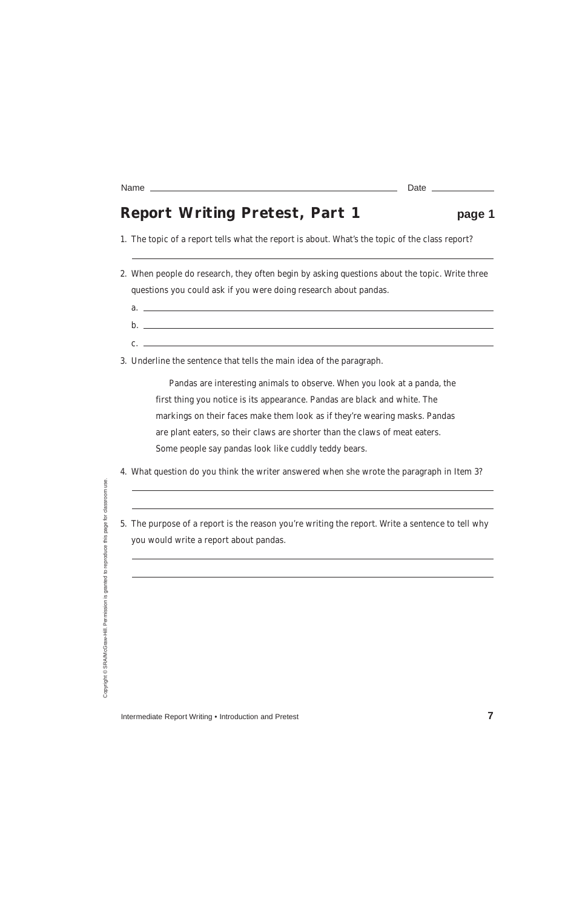Name _______________________________________________ Date ____________

## Report Writing Pretest, Part 1

**page 1**

1. The topic of a report tells what the report is about. What's the topic of the class report?

   ______________________________________________________________

2. When people do research, they often begin by asking questions about the topic. Write three questions you could ask if you were doing research about pandas.

   a. ____________________________________________________________

   b. ____________________________________________________________

   c. ____________________________________________________________

3. Underline the sentence that tells the main idea of the paragraph.

   Pandas are interesting animals to observe. When you look at a panda, the first thing you notice is its appearance. Pandas are black and white. The markings on their faces make them look as if they're wearing masks. Pandas are plant eaters, so their claws are shorter than the claws of meat eaters. Some people say pandas look like cuddly teddy bears.

4. What question do you think the writer answered when she wrote the paragraph in Item 3?

   ______________________________________________________________

   ______________________________________________________________

5. The purpose of a report is the reason you're writing the report. Write a sentence to tell why you would write a report about pandas.

   ______________________________________________________________

   ______________________________________________________________

Copyright © SRA/McGraw-Hill. Permission is granted to reproduce this page for classroom use.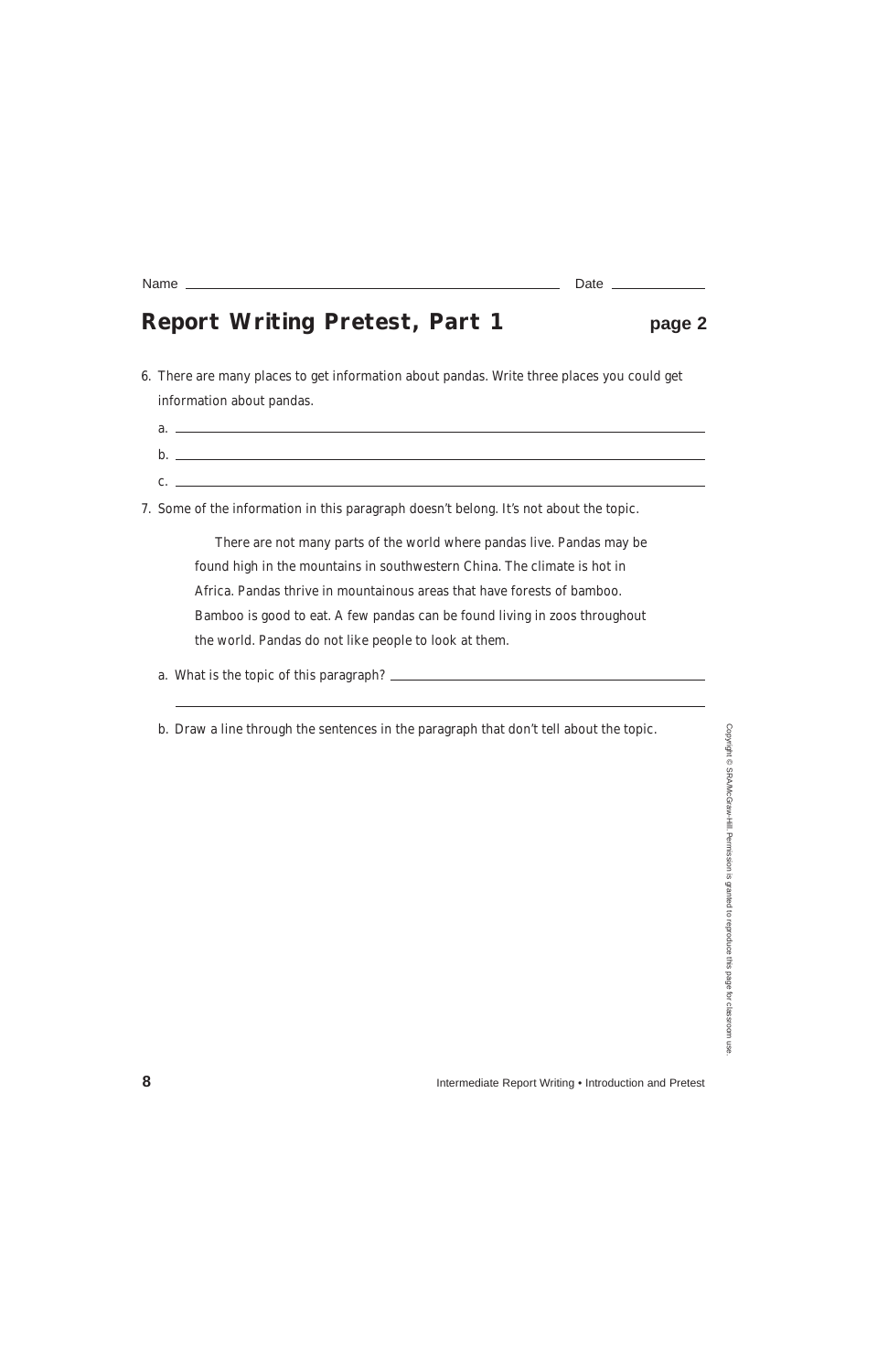Name ______________________________ Date ____________

# Report Writing Pretest, Part 1 — page 2

6. There are many places to get information about pandas. Write three places you could get information about pandas.

   a. ______________________________

   b. ______________________________

   c. ______________________________

7. Some of the information in this paragraph doesn't belong. It's not about the topic.

   > There are not many parts of the world where pandas live. Pandas may be found high in the mountains in southwestern China. The climate is hot in Africa. Pandas thrive in mountainous areas that have forests of bamboo. Bamboo is good to eat. A few pandas can be found living in zoos throughout the world. Pandas do not like people to look at them.

   a. What is the topic of this paragraph? ______________________________

   ______________________________

   b. Draw a line through the sentences in the paragraph that don't tell about the topic.

Copyright © SRA/McGraw-Hill. Permission is granted to reproduce this page for classroom use.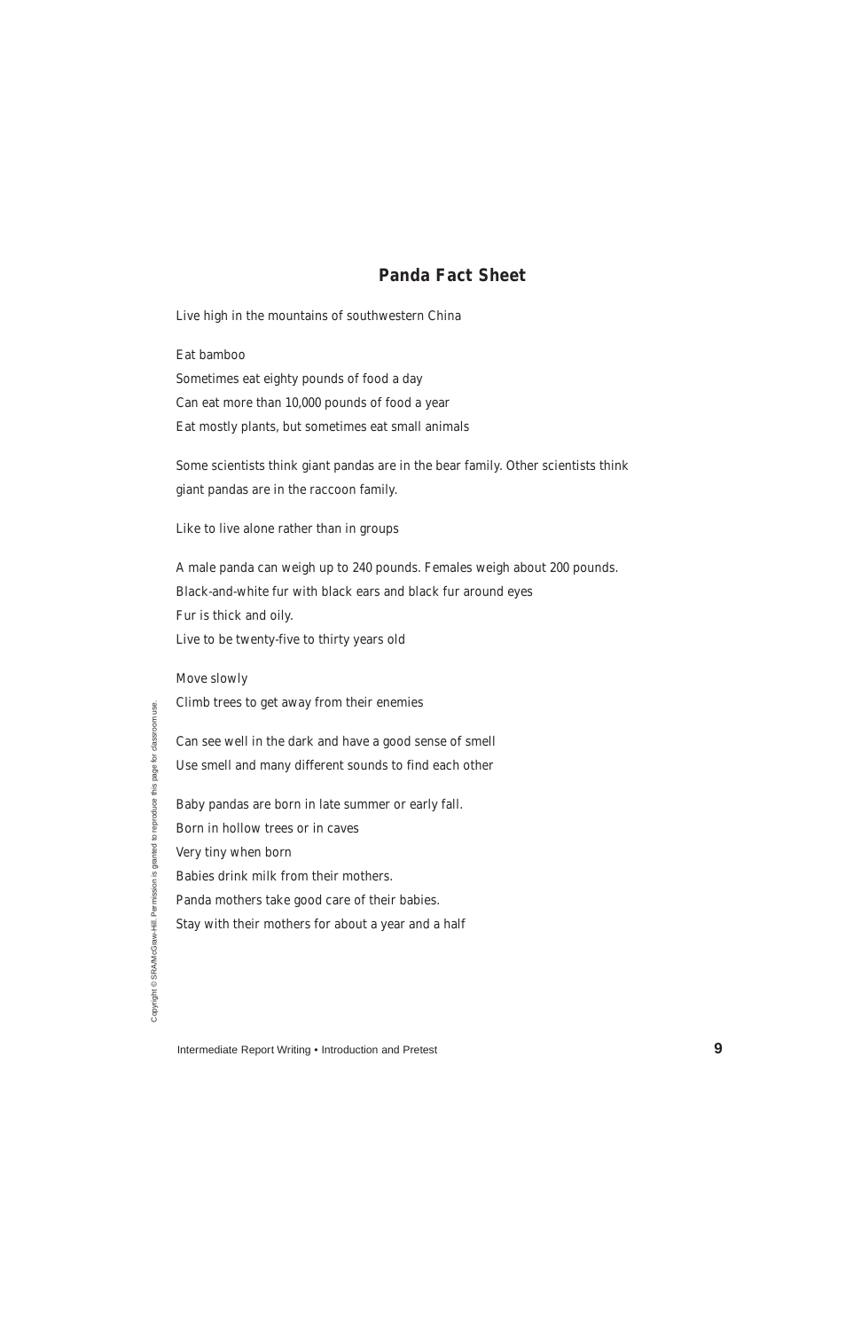## Panda Fact Sheet

Live high in the mountains of southwestern China

Eat bamboo

Sometimes eat eighty pounds of food a day

Can eat more than 10,000 pounds of food a year

Eat mostly plants, but sometimes eat small animals

Some scientists think giant pandas are in the bear family. Other scientists think giant pandas are in the raccoon family.

Like to live alone rather than in groups

A male panda can weigh up to 240 pounds. Females weigh about 200 pounds.

Black-and-white fur with black ears and black fur around eyes

Fur is thick and oily.

Live to be twenty-five to thirty years old

Move slowly

Climb trees to get away from their enemies

Can see well in the dark and have a good sense of smell

Use smell and many different sounds to find each other

Baby pandas are born in late summer or early fall.

Born in hollow trees or in caves

Very tiny when born

Babies drink milk from their mothers.

Panda mothers take good care of their babies.

Stay with their mothers for about a year and a half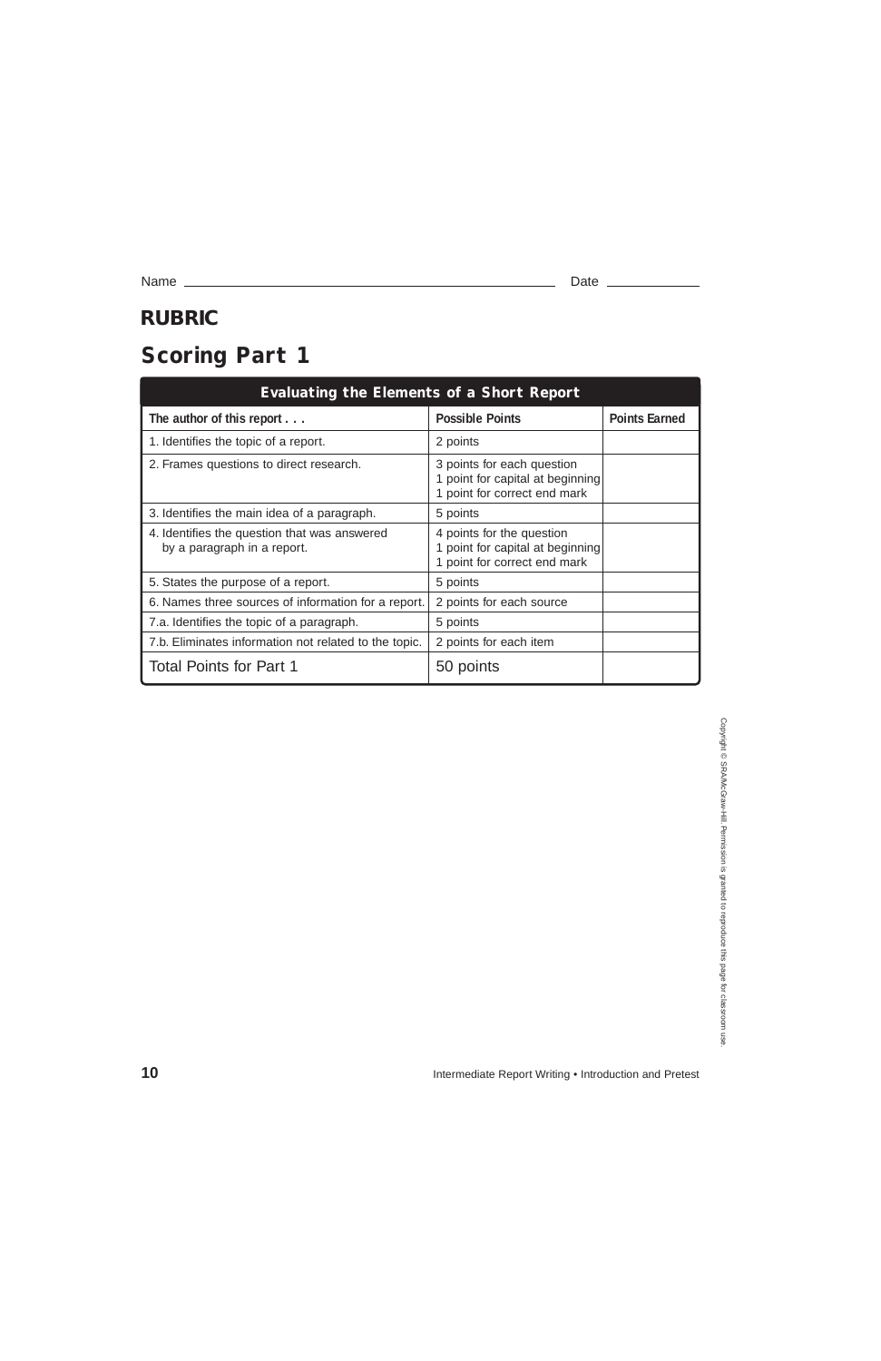Name ______________________________ Date ____________

# RUBRIC

## Scoring Part 1

| Evaluating the Elements of a Short Report | | |
|---|---|---|
| **The author of this report . . .** | **Possible Points** | **Points Earned** |
| 1. Identifies the topic of a report. | 2 points | |
| 2. Frames questions to direct research. | 3 points for each question<br>1 point for capital at beginning<br>1 point for correct end mark | |
| 3. Identifies the main idea of a paragraph. | 5 points | |
| 4. Identifies the question that was answered by a paragraph in a report. | 4 points for the question<br>1 point for capital at beginning<br>1 point for correct end mark | |
| 5. States the purpose of a report. | 5 points | |
| 6. Names three sources of information for a report. | 2 points for each source | |
| 7.a. Identifies the topic of a paragraph. | 5 points | |
| 7.b. Eliminates information not related to the topic. | 2 points for each item | |
| Total Points for Part 1 | 50 points | |

Copyright © SRA/McGraw-Hill. Permission is granted to reproduce this page for classroom use.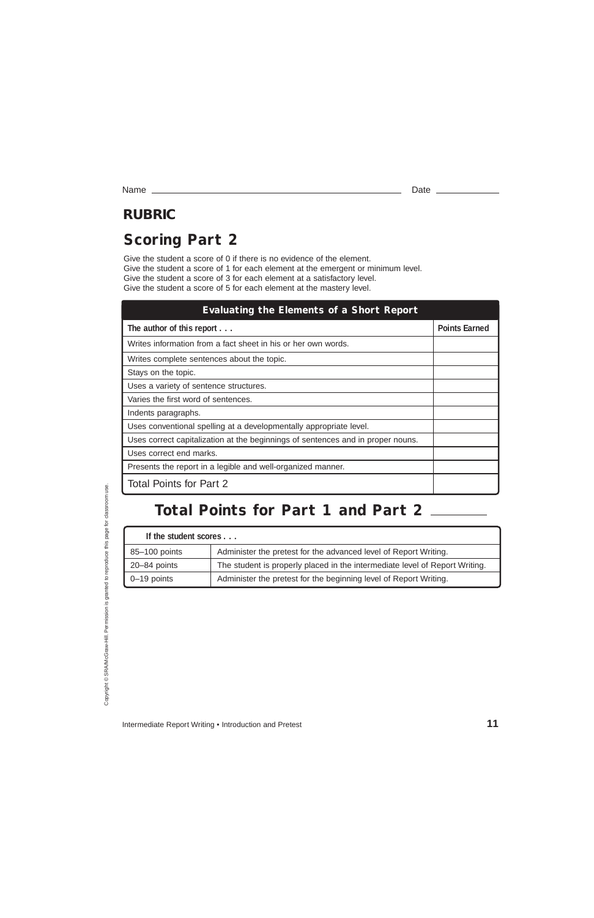Name ______________________________ Date ____________

## RUBRIC

# Scoring Part 2

Give the student a score of 0 if there is no evidence of the element.
Give the student a score of 1 for each element at the emergent or minimum level.
Give the student a score of 3 for each element at a satisfactory level.
Give the student a score of 5 for each element at the mastery level.

| Evaluating the Elements of a Short Report | |
|---|---|
| **The author of this report . . .** | **Points Earned** |
| Writes information from a fact sheet in his or her own words. | |
| Writes complete sentences about the topic. | |
| Stays on the topic. | |
| Uses a variety of sentence structures. | |
| Varies the first word of sentences. | |
| Indents paragraphs. | |
| Uses conventional spelling at a developmentally appropriate level. | |
| Uses correct capitalization at the beginnings of sentences and in proper nouns. | |
| Uses correct end marks. | |
| Presents the report in a legible and well-organized manner. | |
| Total Points for Part 2 | |

## Total Points for Part 1 and Part 2 ________

| If the student scores . . . | |
|---|---|
| 85–100 points | Administer the pretest for the advanced level of Report Writing. |
| 20–84 points | The student is properly placed in the intermediate level of Report Writing. |
| 0–19 points | Administer the pretest for the beginning level of Report Writing. |

Copyright © SRA/McGraw-Hill. Permission is granted to reproduce this page for classroom use.